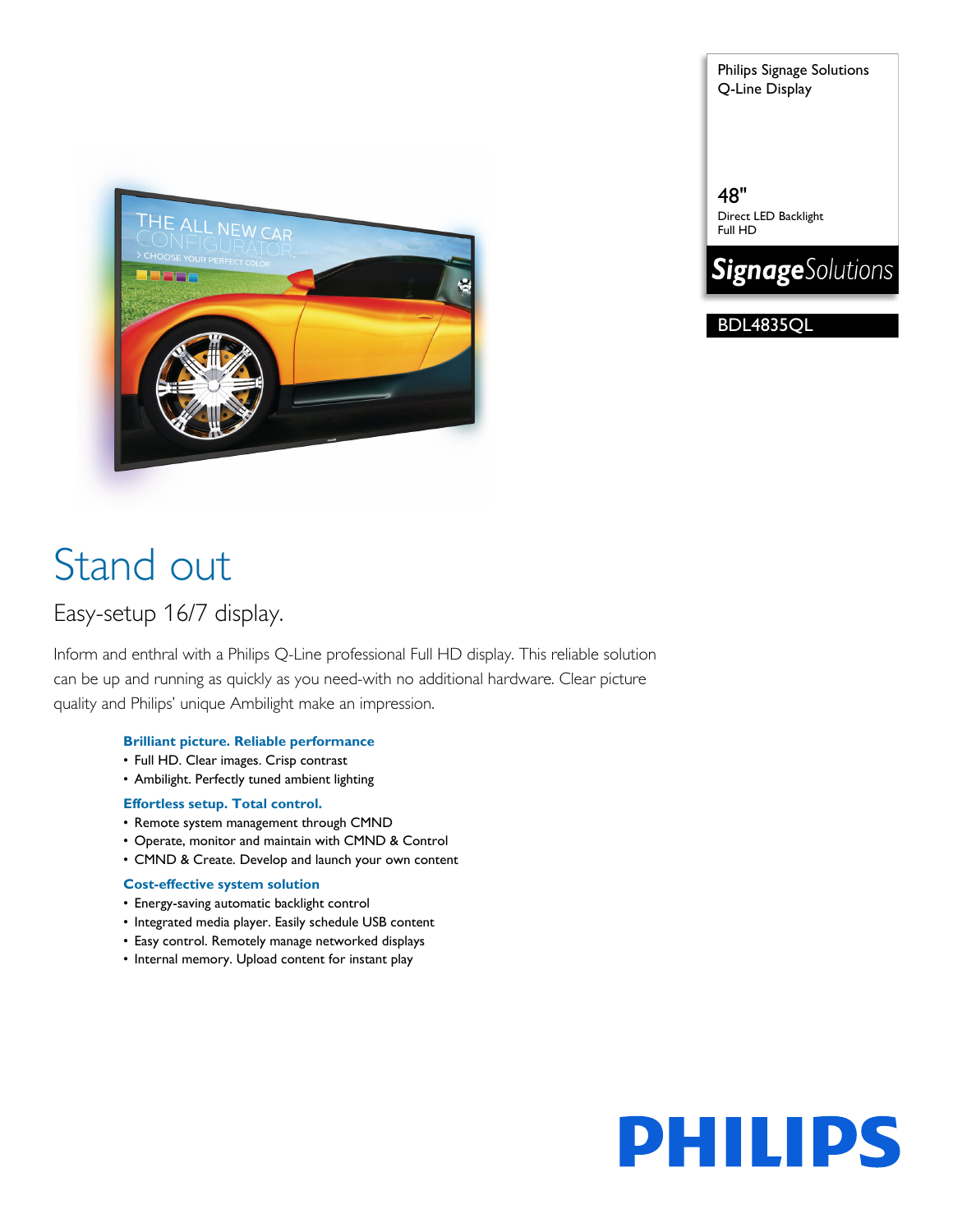Philips Signage Solutions
Q-Line Display

48"
Direct LED Backlight
Full HD

**Signage**Solutions

BDL4835QL

# Stand out

## Easy-setup 16/7 display.

Inform and enthral with a Philips Q-Line professional Full HD display. This reliable solution can be up and running as quickly as you need-with no additional hardware. Clear picture quality and Philips' unique Ambilight make an impression.

### Brilliant picture. Reliable performance

- Full HD. Clear images. Crisp contrast
- Ambilight. Perfectly tuned ambient lighting

### Effortless setup. Total control.

- Remote system management through CMND
- Operate, monitor and maintain with CMND & Control
- CMND & Create. Develop and launch your own content

### Cost-effective system solution

- Energy-saving automatic backlight control
- Integrated media player. Easily schedule USB content
- Easy control. Remotely manage networked displays
- Internal memory. Upload content for instant play

PHILIPS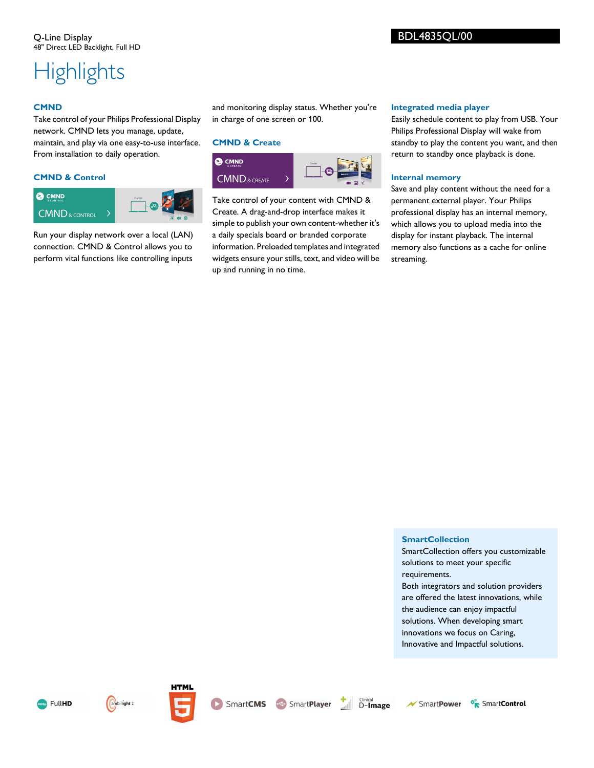Q-Line Display
48" Direct LED Backlight, Full HD

BDL4835QL/00

# Highlights

### CMND

Take control of your Philips Professional Display network. CMND lets you manage, update, maintain, and play via one easy-to-use interface. From installation to daily operation.

### CMND & Control

Run your display network over a local (LAN) connection. CMND & Control allows you to perform vital functions like controlling inputs and monitoring display status. Whether you're in charge of one screen or 100.

### CMND & Create

Take control of your content with CMND & Create. A drag-and-drop interface makes it simple to publish your own content-whether it's a daily specials board or branded corporate information. Preloaded templates and integrated widgets ensure your stills, text, and video will be up and running in no time.

### Integrated media player

Easily schedule content to play from USB. Your Philips Professional Display will wake from standby to play the content you want, and then return to standby once playback is done.

### Internal memory

Save and play content without the need for a permanent external player. Your Philips professional display has an internal memory, which allows you to upload media into the display for instant playback. The internal memory also functions as a cache for online streaming.

### SmartCollection

SmartCollection offers you customizable solutions to meet your specific requirements.
Both integrators and solution providers are offered the latest innovations, while the audience can enjoy impactful solutions. When developing smart innovations we focus on Caring, Innovative and Impactful solutions.

FullHD | ambilight 2 | HTML 5 | SmartCMS | SmartPlayer | Clinical D-Image | SmartPower | SmartControl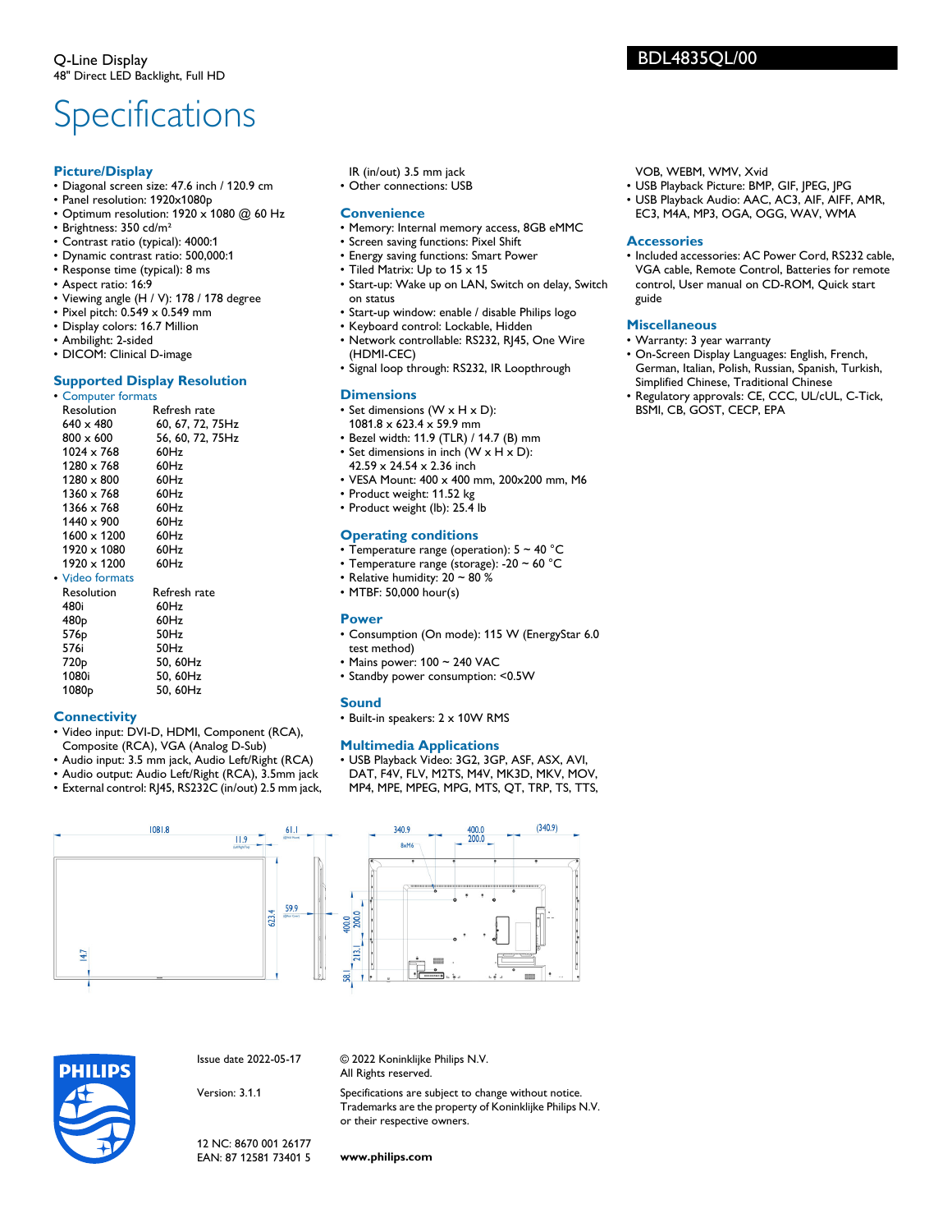Q-Line Display
48" Direct LED Backlight, Full HD

BDL4835QL/00

# Specifications

## Picture/Display

- Diagonal screen size: 47.6 inch / 120.9 cm
- Panel resolution: 1920x1080p
- Optimum resolution: 1920 x 1080 @ 60 Hz
- Brightness: 350 cd/m²
- Contrast ratio (typical): 4000:1
- Dynamic contrast ratio: 500,000:1
- Response time (typical): 8 ms
- Aspect ratio: 16:9
- Viewing angle (H / V): 178 / 178 degree
- Pixel pitch: 0.549 x 0.549 mm
- Display colors: 16.7 Million
- Ambilight: 2-sided
- DICOM: Clinical D-image

## Supported Display Resolution

- Computer formats

| Resolution | Refresh rate |
|---|---|
| 640 x 480 | 60, 67, 72, 75Hz |
| 800 x 600 | 56, 60, 72, 75Hz |
| 1024 x 768 | 60Hz |
| 1280 x 768 | 60Hz |
| 1280 x 800 | 60Hz |
| 1360 x 768 | 60Hz |
| 1366 x 768 | 60Hz |
| 1440 x 900 | 60Hz |
| 1600 x 1200 | 60Hz |
| 1920 x 1080 | 60Hz |
| 1920 x 1200 | 60Hz |

- Video formats

| Resolution | Refresh rate |
|---|---|
| 480i | 60Hz |
| 480p | 60Hz |
| 576p | 50Hz |
| 576i | 50Hz |
| 720p | 50, 60Hz |
| 1080i | 50, 60Hz |
| 1080p | 50, 60Hz |

## Connectivity

- Video input: DVI-D, HDMI, Component (RCA), Composite (RCA), VGA (Analog D-Sub)
- Audio input: 3.5 mm jack, Audio Left/Right (RCA)
- Audio output: Audio Left/Right (RCA), 3.5mm jack
- External control: RJ45, RS232C (in/out) 2.5 mm jack, IR (in/out) 3.5 mm jack
- Other connections: USB

## Convenience

- Memory: Internal memory access, 8GB eMMC
- Screen saving functions: Pixel Shift
- Energy saving functions: Smart Power
- Tiled Matrix: Up to 15 x 15
- Start-up: Wake up on LAN, Switch on delay, Switch on status
- Start-up window: enable / disable Philips logo
- Keyboard control: Lockable, Hidden
- Network controllable: RS232, RJ45, One Wire (HDMI-CEC)
- Signal loop through: RS232, IR Loopthrough

## Dimensions

- Set dimensions (W x H x D): 1081.8 x 623.4 x 59.9 mm
- Bezel width: 11.9 (TLR) / 14.7 (B) mm
- Set dimensions in inch (W x H x D): 42.59 x 24.54 x 2.36 inch
- VESA Mount: 400 x 400 mm, 200x200 mm, M6
- Product weight: 11.52 kg
- Product weight (lb): 25.4 lb

## Operating conditions

- Temperature range (operation): 5 ~ 40 °C
- Temperature range (storage): -20 ~ 60 °C
- Relative humidity: 20 ~ 80 %
- MTBF: 50,000 hour(s)

## Power

- Consumption (On mode): 115 W (EnergyStar 6.0 test method)
- Mains power: 100 ~ 240 VAC
- Standby power consumption: <0.5W

## Sound

- Built-in speakers: 2 x 10W RMS

## Multimedia Applications

- USB Playback Video: 3G2, 3GP, ASF, ASX, AVI, DAT, F4V, FLV, M2TS, M4V, MK3D, MKV, MOV, MP4, MPE, MPEG, MPG, MTS, QT, TRP, TS, TTS, VOB, WEBM, WMV, Xvid
- USB Playback Picture: BMP, GIF, JPEG, JPG
- USB Playback Audio: AAC, AC3, AIF, AIFF, AMR, EC3, M4A, MP3, OGA, OGG, WAV, WMA

## Accessories

- Included accessories: AC Power Cord, RS232 cable, VGA cable, Remote Control, Batteries for remote control, User manual on CD-ROM, Quick start guide

## Miscellaneous

- Warranty: 3 year warranty
- On-Screen Display Languages: English, French, German, Italian, Polish, Russian, Spanish, Turkish, Simplified Chinese, Traditional Chinese
- Regulatory approvals: CE, CCC, UL/cUL, C-Tick, BSMI, CB, GOST, CECP, EPA

1081.8
11.9
61.1
14.7
623.4
59.9
340.9
400.0
200.0
(340.9)
8xM6
400.0
200.0
213.1
58.1

Issue date 2022-05-17

Version: 3.1.1

12 NC: 8670 001 26177
EAN: 87 12581 73401 5

© 2022 Koninklijke Philips N.V.
All Rights reserved.

Specifications are subject to change without notice. Trademarks are the property of Koninklijke Philips N.V. or their respective owners.

**www.philips.com**